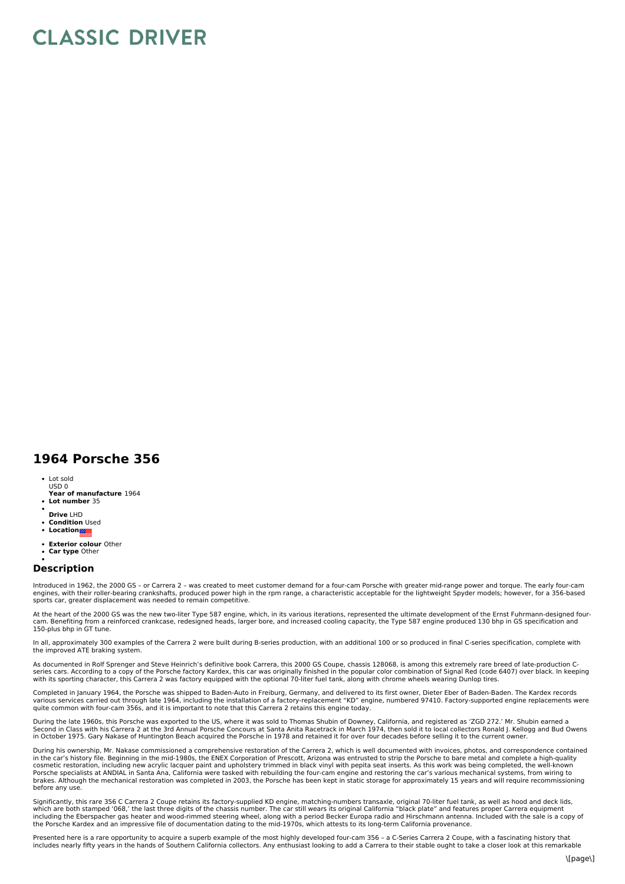# CLASSIC DRIVER

## 1964 Porsche 356

- Lot sold
  USD 0
  **Year of manufacture** 1964
- **Lot number** 35
- 
  **Drive** LHD
- **Condition** Used
- **Location**
- **Exterior colour** Other
- **Car type** Other
- 

### Description

Introduced in 1962, the 2000 GS – or Carrera 2 – was created to meet customer demand for a four-cam Porsche with greater mid-range power and torque. The early four-cam engines, with their roller-bearing crankshafts, produced power high in the rpm range, a characteristic acceptable for the lightweight Spyder models; however, for a 356-based sports car, greater displacement was needed to remain competitive.

At the heart of the 2000 GS was the new two-liter Type 587 engine, which, in its various iterations, represented the ultimate development of the Ernst Fuhrmann-designed four-cam. Benefiting from a reinforced crankcase, redesigned heads, larger bore, and increased cooling capacity, the Type 587 engine produced 130 bhp in GS specification and 150-plus bhp in GT tune.

In all, approximately 300 examples of the Carrera 2 were built during B-series production, with an additional 100 or so produced in final C-series specification, complete with the improved ATE braking system.

As documented in Rolf Sprenger and Steve Heinrich's definitive book Carrera, this 2000 GS Coupe, chassis 128068, is among this extremely rare breed of late-production C-series cars. According to a copy of the Porsche factory Kardex, this car was originally finished in the popular color combination of Signal Red (code 6407) over black. In keeping with its sporting character, this Carrera 2 was factory equipped with the optional 70-liter fuel tank, along with chrome wheels wearing Dunlop tires.

Completed in January 1964, the Porsche was shipped to Baden-Auto in Freiburg, Germany, and delivered to its first owner, Dieter Eber of Baden-Baden. The Kardex records various services carried out through late 1964, including the installation of a factory-replacement "KD" engine, numbered 97410. Factory-supported engine replacements were quite common with four-cam 356s, and it is important to note that this Carrera 2 retains this engine today.

During the late 1960s, this Porsche was exported to the US, where it was sold to Thomas Shubin of Downey, California, and registered as 'ZGD 272.' Mr. Shubin earned a Second in Class with his Carrera 2 at the 3rd Annual Porsche Concours at Santa Anita Racetrack in March 1974, then sold it to local collectors Ronald J. Kellogg and Bud Owens in October 1975. Gary Nakase of Huntington Beach acquired the Porsche in 1978 and retained it for over four decades before selling it to the current owner.

During his ownership, Mr. Nakase commissioned a comprehensive restoration of the Carrera 2, which is well documented with invoices, photos, and correspondence contained in the car's history file. Beginning in the mid-1980s, the ENEX Corporation of Prescott, Arizona was entrusted to strip the Porsche to bare metal and complete a high-quality cosmetic restoration, including new acrylic lacquer paint and upholstery trimmed in black vinyl with pepita seat inserts. As this work was being completed, the well-known Porsche specialists at ANDIAL in Santa Ana, California were tasked with rebuilding the four-cam engine and restoring the car's various mechanical systems, from wiring to brakes. Although the mechanical restoration was completed in 2003, the Porsche has been kept in static storage for approximately 15 years and will require recommissioning before any use.

Significantly, this rare 356 C Carrera 2 Coupe retains its factory-supplied KD engine, matching-numbers transaxle, original 70-liter fuel tank, as well as hood and deck lids, which are both stamped '068,' the last three digits of the chassis number. The car still wears its original California "black plate" and features proper Carrera equipment including the Eberspacher gas heater and wood-rimmed steering wheel, along with a period Becker Europa radio and Hirschmann antenna. Included with the sale is a copy of the Porsche Kardex and an impressive file of documentation dating to the mid-1970s, which attests to its long-term California provenance.

Presented here is a rare opportunity to acquire a superb example of the most highly developed four-cam 356 – a C-Series Carrera 2 Coupe, with a fascinating history that includes nearly fifty years in the hands of Southern California collectors. Any enthusiast looking to add a Carrera to their stable ought to take a closer look at this remarkable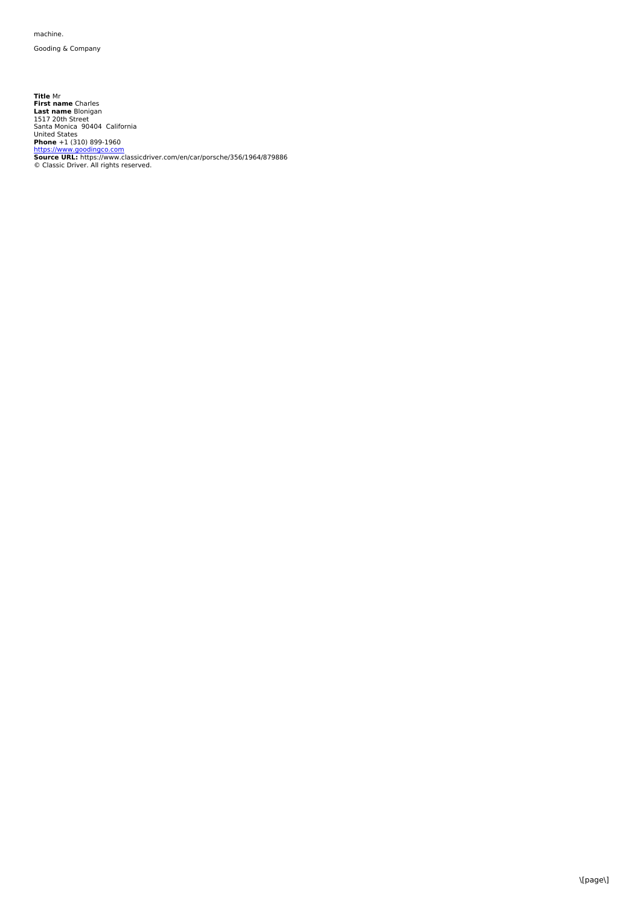machine.

Gooding & Company

**Title** Mr
**First name** Charles
**Last name** Blonigan
1517 20th Street
Santa Monica 90404 California
United States
**Phone** +1 (310) 899-1960
https://www.goodingco.com
**Source URL:** https://www.classicdriver.com/en/car/porsche/356/1964/879886
© Classic Driver. All rights reserved.